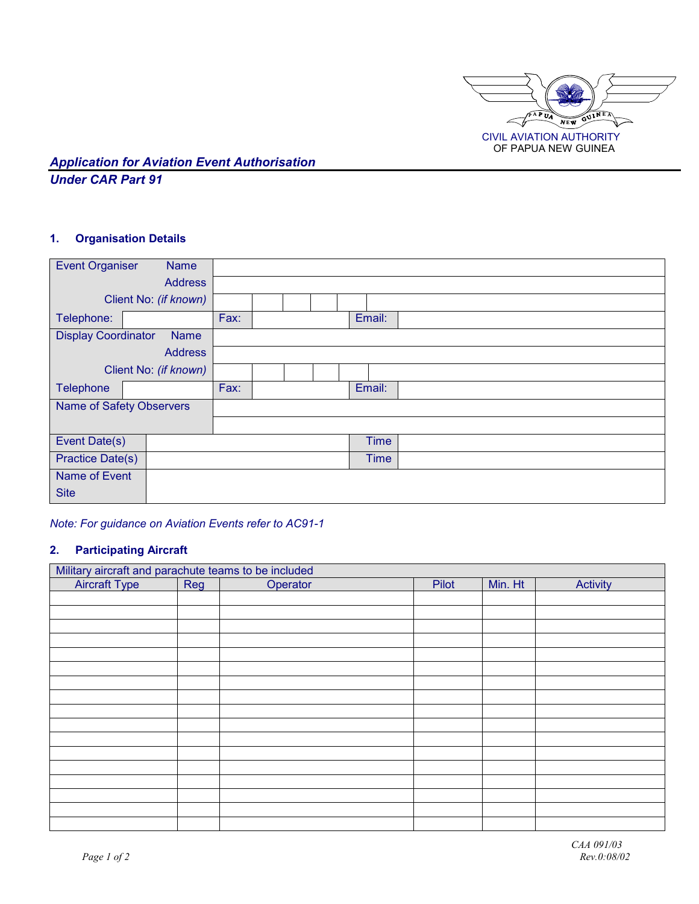CIVIL AVIATION AUTHORITY
OF PAPUA NEW GUINEA

## *Application for Aviation Event Authorisation*
## *Under CAR Part 91*

### 1. Organisation Details

| | | | | | |
|---|---|---|---|---|---|
| Event Organiser Name | | | | | |
| Address | | | | | |
| Client No: *(if known)* | | | | | |
| Telephone: | | Fax: | | Email: | |
| Display Coordinator Name | | | | | |
| Address | | | | | |
| Client No: *(if known)* | | | | | |
| Telephone | | Fax: | | Email: | |
| Name of Safety Observers | | | | | |
| | | | | | |
| Event Date(s) | | Time | | | |
| Practice Date(s) | | Time | | | |
| Name of Event Site | | | | | |

*Note: For guidance on Aviation Events refer to AC91-1*

### 2. Participating Aircraft

| Military aircraft and parachute teams to be included | | | | | |
|---|---|---|---|---|---|
| Aircraft Type | Reg | Operator | Pilot | Min. Ht | Activity |
| | | | | | |
| | | | | | |
| | | | | | |
| | | | | | |
| | | | | | |
| | | | | | |
| | | | | | |
| | | | | | |
| | | | | | |
| | | | | | |
| | | | | | |
| | | | | | |
| | | | | | |
| | | | | | |
| | | | | | |
| | | | | | |
| | | | | | |

CAA 091/03
Rev.0:08/02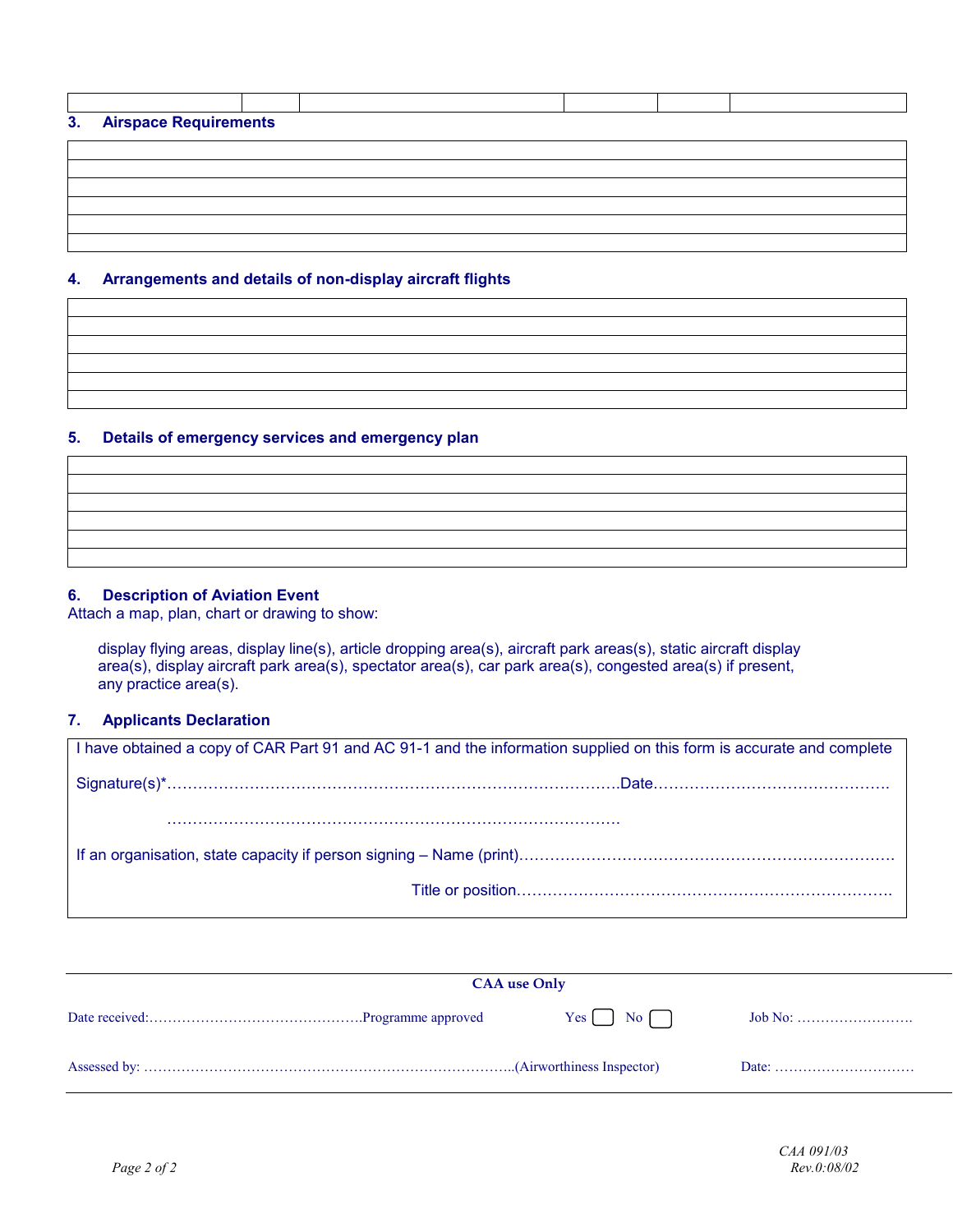| | | | | | |
|---|---|---|---|---|---|
| | | | | | |

## 3. Airspace Requirements

| |
|---|
| |
| |
| |
| |
| |
| |

## 4. Arrangements and details of non-display aircraft flights

| |
|---|
| |
| |
| |
| |
| |
| |

## 5. Details of emergency services and emergency plan

| |
|---|
| |
| |
| |
| |
| |
| |

## 6. Description of Aviation Event

Attach a map, plan, chart or drawing to show:

display flying areas, display line(s), article dropping area(s), aircraft park areas(s), static aircraft display area(s), display aircraft park area(s), spectator area(s), car park area(s), congested area(s) if present, any practice area(s).

## 7. Applicants Declaration

I have obtained a copy of CAR Part 91 and AC 91-1 and the information supplied on this form is accurate and complete

Signature(s)*…………………………………………………………………………….Date……………………………………….

…………………………………………………………………………….

If an organisation, state capacity if person signing – Name (print)……………………………………………………………….

Title or position……………………………………………………………….

**CAA use Only**

Date received:……………………………………….Programme approved Yes ☐ No ☐ Job No: …………………….

Assessed by: …………………………………………………………………..(Airworthiness Inspector) Date: ………………………….

*CAA 091/03*
*Rev.0:08/02*